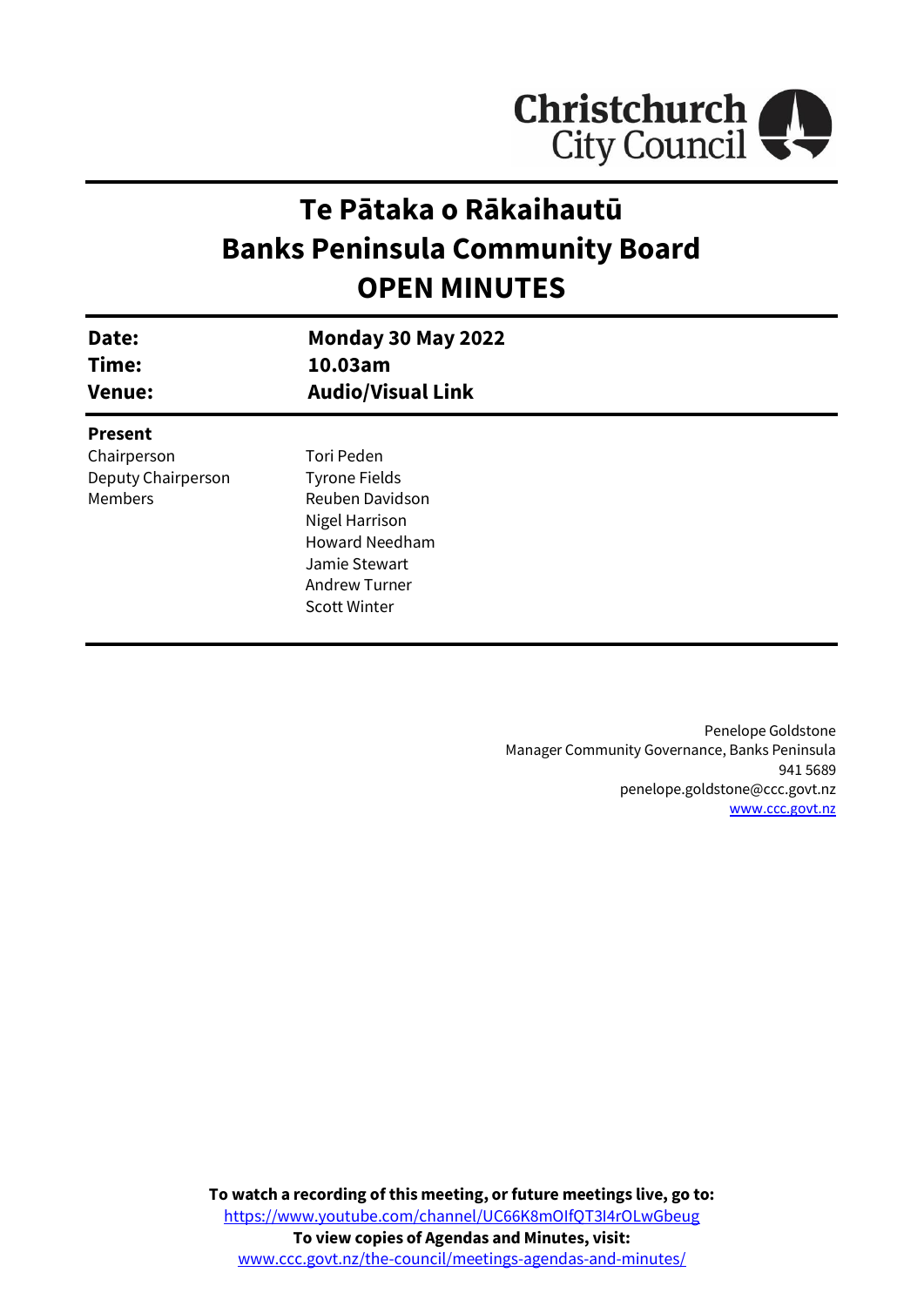Christchurch City Council

# Te Pātaka o Rākaihautū
# Banks Peninsula Community Board
# OPEN MINUTES

| | |
|---|---|
| **Date:** | **Monday 30 May 2022** |
| **Time:** | **10.03am** |
| **Venue:** | **Audio/Visual Link** |

**Present**

| | |
|---|---|
| Chairperson | Tori Peden |
| Deputy Chairperson | Tyrone Fields |
| Members | Reuben Davidson |
| | Nigel Harrison |
| | Howard Needham |
| | Jamie Stewart |
| | Andrew Turner |
| | Scott Winter |

Penelope Goldstone
Manager Community Governance, Banks Peninsula
941 5689
penelope.goldstone@ccc.govt.nz
www.ccc.govt.nz

**To watch a recording of this meeting, or future meetings live, go to:**
https://www.youtube.com/channel/UC66K8mOIfQT3I4rOLwGbeug
**To view copies of Agendas and Minutes, visit:**
www.ccc.govt.nz/the-council/meetings-agendas-and-minutes/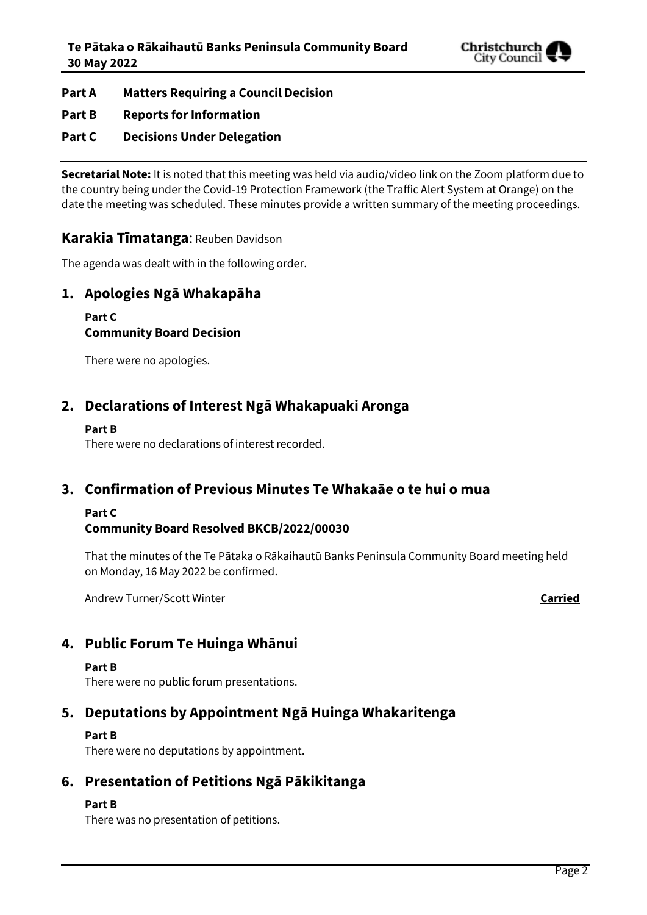**Part A Matters Requiring a Council Decision**

**Part B Reports for Information**

**Part C Decisions Under Delegation**

---

**Secretarial Note:** It is noted that this meeting was held via audio/video link on the Zoom platform due to the country being under the Covid-19 Protection Framework (the Traffic Alert System at Orange) on the date the meeting was scheduled. These minutes provide a written summary of the meeting proceedings.

## Karakia Tīmatanga: Reuben Davidson

The agenda was dealt with in the following order.

## 1. Apologies Ngā Whakapāha

**Part C**
**Community Board Decision**

There were no apologies.

## 2. Declarations of Interest Ngā Whakapuaki Aronga

**Part B**
There were no declarations of interest recorded.

## 3. Confirmation of Previous Minutes Te Whakaāe o te hui o mua

**Part C**
**Community Board Resolved BKCB/2022/00030**

That the minutes of the Te Pātaka o Rākaihautū Banks Peninsula Community Board meeting held on Monday, 16 May 2022 be confirmed.

Andrew Turner/Scott Winter **Carried**

## 4. Public Forum Te Huinga Whānui

**Part B**
There were no public forum presentations.

## 5. Deputations by Appointment Ngā Huinga Whakaritenga

**Part B**
There were no deputations by appointment.

## 6. Presentation of Petitions Ngā Pākikitanga

**Part B**
There was no presentation of petitions.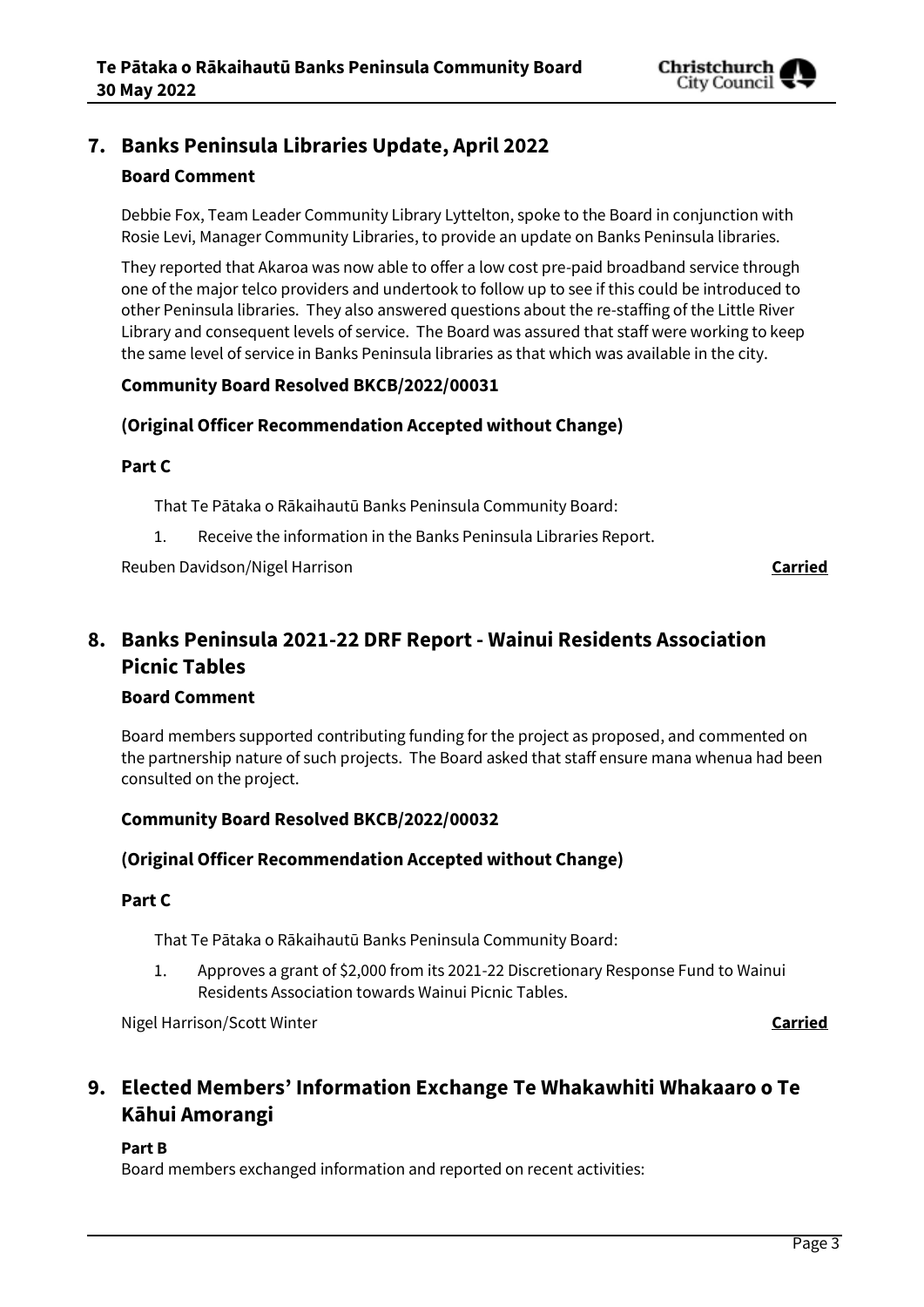## 7. Banks Peninsula Libraries Update, April 2022

### Board Comment

Debbie Fox, Team Leader Community Library Lyttelton, spoke to the Board in conjunction with Rosie Levi, Manager Community Libraries, to provide an update on Banks Peninsula libraries.

They reported that Akaroa was now able to offer a low cost pre-paid broadband service through one of the major telco providers and undertook to follow up to see if this could be introduced to other Peninsula libraries. They also answered questions about the re-staffing of the Little River Library and consequent levels of service. The Board was assured that staff were working to keep the same level of service in Banks Peninsula libraries as that which was available in the city.

**Community Board Resolved BKCB/2022/00031**

**(Original Officer Recommendation Accepted without Change)**

**Part C**

That Te Pātaka o Rākaihautū Banks Peninsula Community Board:

1. Receive the information in the Banks Peninsula Libraries Report.

Reuben Davidson/Nigel Harrison **Carried**

## 8. Banks Peninsula 2021-22 DRF Report - Wainui Residents Association Picnic Tables

### Board Comment

Board members supported contributing funding for the project as proposed, and commented on the partnership nature of such projects. The Board asked that staff ensure mana whenua had been consulted on the project.

**Community Board Resolved BKCB/2022/00032**

**(Original Officer Recommendation Accepted without Change)**

**Part C**

That Te Pātaka o Rākaihautū Banks Peninsula Community Board:

1. Approves a grant of $2,000 from its 2021-22 Discretionary Response Fund to Wainui Residents Association towards Wainui Picnic Tables.

Nigel Harrison/Scott Winter **Carried**

## 9. Elected Members' Information Exchange Te Whakawhiti Whakaaro o Te Kāhui Amorangi

**Part B**

Board members exchanged information and reported on recent activities: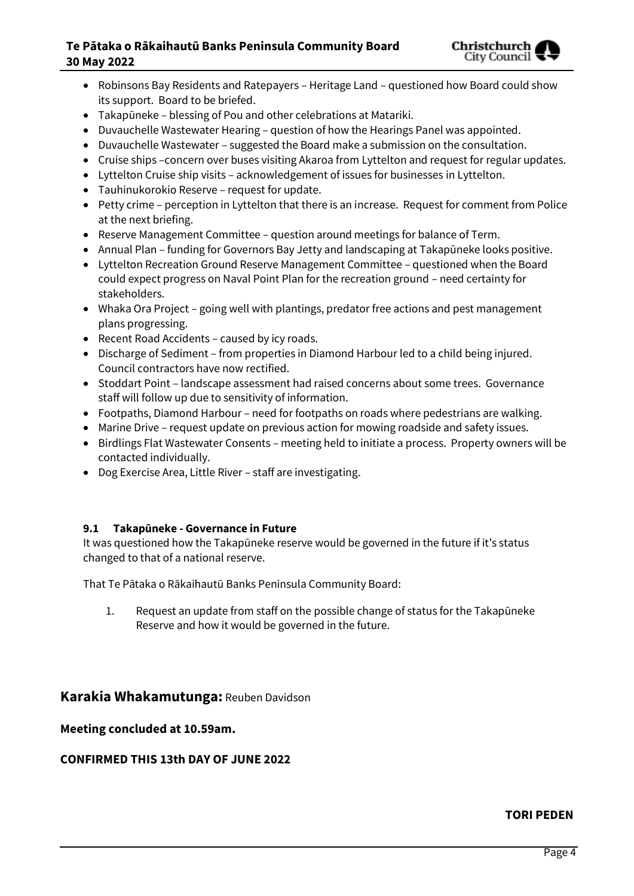- Robinsons Bay Residents and Ratepayers – Heritage Land – questioned how Board could show its support. Board to be briefed.
- Takapūneke – blessing of Pou and other celebrations at Matariki.
- Duvauchelle Wastewater Hearing – question of how the Hearings Panel was appointed.
- Duvauchelle Wastewater – suggested the Board make a submission on the consultation.
- Cruise ships –concern over buses visiting Akaroa from Lyttelton and request for regular updates.
- Lyttelton Cruise ship visits – acknowledgement of issues for businesses in Lyttelton.
- Tauhinukorokio Reserve – request for update.
- Petty crime – perception in Lyttelton that there is an increase. Request for comment from Police at the next briefing.
- Reserve Management Committee – question around meetings for balance of Term.
- Annual Plan – funding for Governors Bay Jetty and landscaping at Takapūneke looks positive.
- Lyttelton Recreation Ground Reserve Management Committee – questioned when the Board could expect progress on Naval Point Plan for the recreation ground – need certainty for stakeholders.
- Whaka Ora Project – going well with plantings, predator free actions and pest management plans progressing.
- Recent Road Accidents – caused by icy roads.
- Discharge of Sediment – from properties in Diamond Harbour led to a child being injured. Council contractors have now rectified.
- Stoddart Point – landscape assessment had raised concerns about some trees. Governance staff will follow up due to sensitivity of information.
- Footpaths, Diamond Harbour – need for footpaths on roads where pedestrians are walking.
- Marine Drive – request update on previous action for mowing roadside and safety issues.
- Birdlings Flat Wastewater Consents – meeting held to initiate a process. Property owners will be contacted individually.
- Dog Exercise Area, Little River – staff are investigating.

### 9.1 Takapūneke - Governance in Future

It was questioned how the Takapūneke reserve would be governed in the future if it's status changed to that of a national reserve.

That Te Pātaka o Rākaihautū Banks Peninsula Community Board:

1. Request an update from staff on the possible change of status for the Takapūneke Reserve and how it would be governed in the future.

## Karakia Whakamutunga: Reuben Davidson

**Meeting concluded at 10.59am.**

**CONFIRMED THIS 13th DAY OF JUNE 2022**

**TORI PEDEN**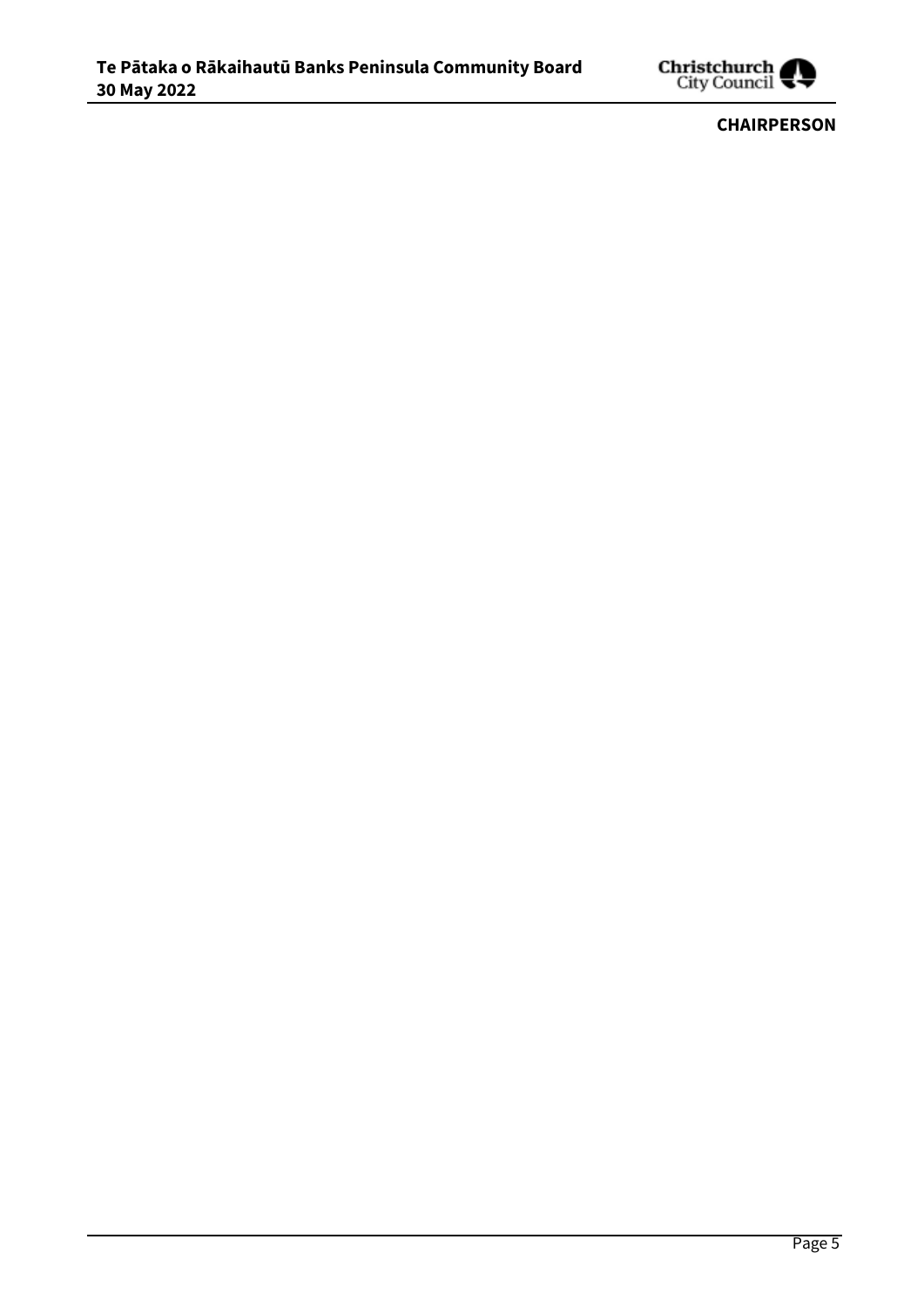**CHAIRPERSON**